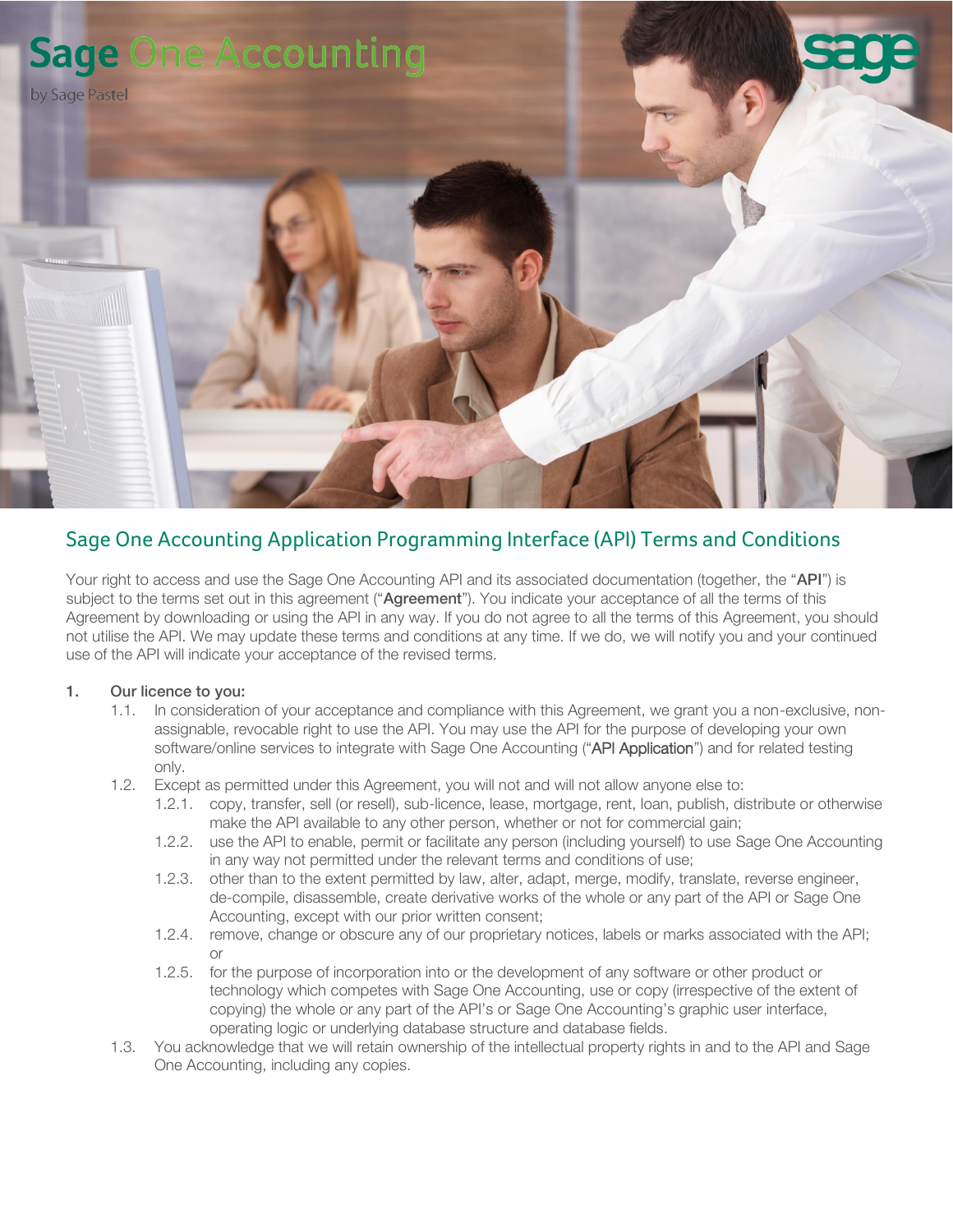Sage One Accounting

by Sage Pastel

# Sage One Accounting Application Programming Interface (API) Terms and Conditions

Your right to access and use the Sage One Accounting API and its associated documentation (together, the "**API**") is subject to the terms set out in this agreement ("**Agreement**"). You indicate your acceptance of all the terms of this Agreement by downloading or using the API in any way. If you do not agree to all the terms of this Agreement, you should not utilise the API. We may update these terms and conditions at any time. If we do, we will notify you and your continued use of the API will indicate your acceptance of the revised terms.

**1. Our licence to you:**

1.1. In consideration of your acceptance and compliance with this Agreement, we grant you a non-exclusive, non-assignable, revocable right to use the API. You may use the API for the purpose of developing your own software/online services to integrate with Sage One Accounting ("API Application") and for related testing only.

1.2. Except as permitted under this Agreement, you will not and will not allow anyone else to:

1.2.1. copy, transfer, sell (or resell), sub-licence, lease, mortgage, rent, loan, publish, distribute or otherwise make the API available to any other person, whether or not for commercial gain;

1.2.2. use the API to enable, permit or facilitate any person (including yourself) to use Sage One Accounting in any way not permitted under the relevant terms and conditions of use;

1.2.3. other than to the extent permitted by law, alter, adapt, merge, modify, translate, reverse engineer, de-compile, disassemble, create derivative works of the whole or any part of the API or Sage One Accounting, except with our prior written consent;

1.2.4. remove, change or obscure any of our proprietary notices, labels or marks associated with the API; or

1.2.5. for the purpose of incorporation into or the development of any software or other product or technology which competes with Sage One Accounting, use or copy (irrespective of the extent of copying) the whole or any part of the API's or Sage One Accounting's graphic user interface, operating logic or underlying database structure and database fields.

1.3. You acknowledge that we will retain ownership of the intellectual property rights in and to the API and Sage One Accounting, including any copies.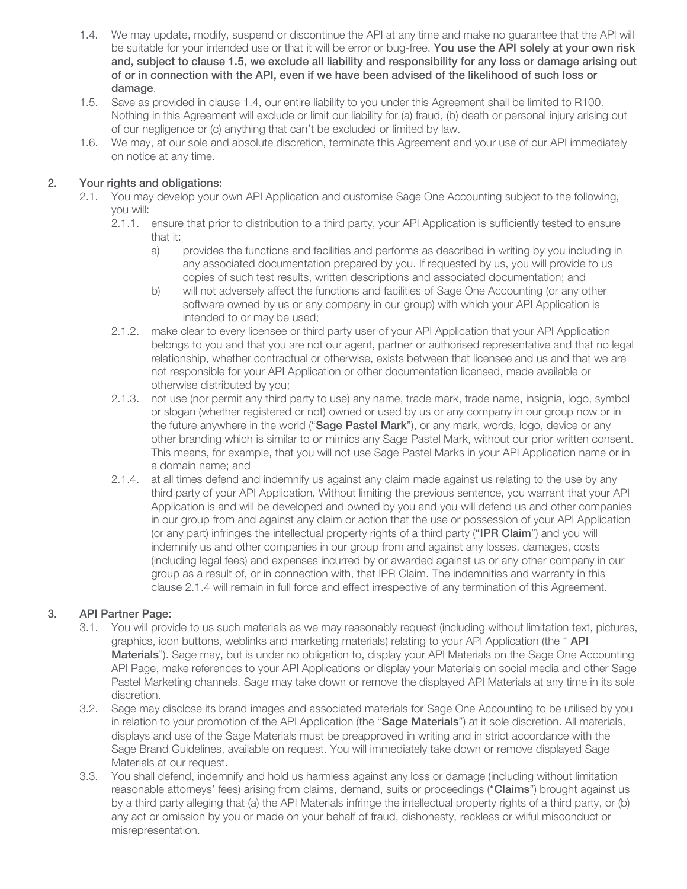1.4. We may update, modify, suspend or discontinue the API at any time and make no guarantee that the API will be suitable for your intended use or that it will be error or bug-free. **You use the API solely at your own risk and, subject to clause 1.5, we exclude all liability and responsibility for any loss or damage arising out of or in connection with the API, even if we have been advised of the likelihood of such loss or damage**.

1.5. Save as provided in clause 1.4, our entire liability to you under this Agreement shall be limited to R100. Nothing in this Agreement will exclude or limit our liability for (a) fraud, (b) death or personal injury arising out of our negligence or (c) anything that can't be excluded or limited by law.

1.6. We may, at our sole and absolute discretion, terminate this Agreement and your use of our API immediately on notice at any time.

## 2. Your rights and obligations:

2.1. You may develop your own API Application and customise Sage One Accounting subject to the following, you will:

2.1.1. ensure that prior to distribution to a third party, your API Application is sufficiently tested to ensure that it:

a) provides the functions and facilities and performs as described in writing by you including in any associated documentation prepared by you. If requested by us, you will provide to us copies of such test results, written descriptions and associated documentation; and

b) will not adversely affect the functions and facilities of Sage One Accounting (or any other software owned by us or any company in our group) with which your API Application is intended to or may be used;

2.1.2. make clear to every licensee or third party user of your API Application that your API Application belongs to you and that you are not our agent, partner or authorised representative and that no legal relationship, whether contractual or otherwise, exists between that licensee and us and that we are not responsible for your API Application or other documentation licensed, made available or otherwise distributed by you;

2.1.3. not use (nor permit any third party to use) any name, trade mark, trade name, insignia, logo, symbol or slogan (whether registered or not) owned or used by us or any company in our group now or in the future anywhere in the world ("**Sage Pastel Mark**"), or any mark, words, logo, device or any other branding which is similar to or mimics any Sage Pastel Mark, without our prior written consent. This means, for example, that you will not use Sage Pastel Marks in your API Application name or in a domain name; and

2.1.4. at all times defend and indemnify us against any claim made against us relating to the use by any third party of your API Application. Without limiting the previous sentence, you warrant that your API Application is and will be developed and owned by you and you will defend us and other companies in our group from and against any claim or action that the use or possession of your API Application (or any part) infringes the intellectual property rights of a third party ("**IPR Claim**") and you will indemnify us and other companies in our group from and against any losses, damages, costs (including legal fees) and expenses incurred by or awarded against us or any other company in our group as a result of, or in connection with, that IPR Claim. The indemnities and warranty in this clause 2.1.4 will remain in full force and effect irrespective of any termination of this Agreement.

## 3. API Partner Page:

3.1. You will provide to us such materials as we may reasonably request (including without limitation text, pictures, graphics, icon buttons, weblinks and marketing materials) relating to your API Application (the " **API Materials**"). Sage may, but is under no obligation to, display your API Materials on the Sage One Accounting API Page, make references to your API Applications or display your Materials on social media and other Sage Pastel Marketing channels. Sage may take down or remove the displayed API Materials at any time in its sole discretion.

3.2. Sage may disclose its brand images and associated materials for Sage One Accounting to be utilised by you in relation to your promotion of the API Application (the "**Sage Materials**") at it sole discretion. All materials, displays and use of the Sage Materials must be preapproved in writing and in strict accordance with the Sage Brand Guidelines, available on request. You will immediately take down or remove displayed Sage Materials at our request.

3.3. You shall defend, indemnify and hold us harmless against any loss or damage (including without limitation reasonable attorneys' fees) arising from claims, demand, suits or proceedings ("**Claims**") brought against us by a third party alleging that (a) the API Materials infringe the intellectual property rights of a third party, or (b) any act or omission by you or made on your behalf of fraud, dishonesty, reckless or wilful misconduct or misrepresentation.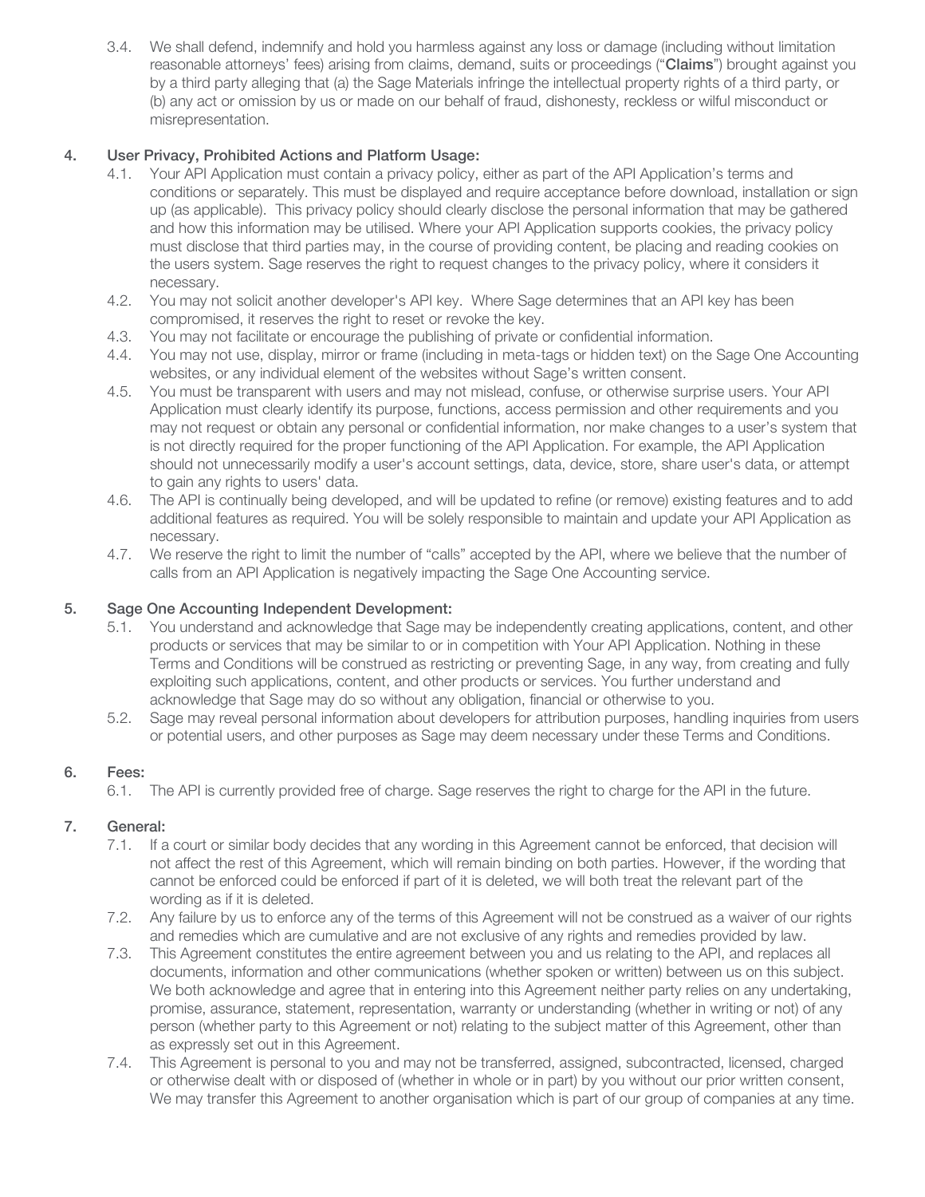3.4. We shall defend, indemnify and hold you harmless against any loss or damage (including without limitation reasonable attorneys' fees) arising from claims, demand, suits or proceedings ("**Claims**") brought against you by a third party alleging that (a) the Sage Materials infringe the intellectual property rights of a third party, or (b) any act or omission by us or made on our behalf of fraud, dishonesty, reckless or wilful misconduct or misrepresentation.

## 4. User Privacy, Prohibited Actions and Platform Usage:

4.1. Your API Application must contain a privacy policy, either as part of the API Application's terms and conditions or separately. This must be displayed and require acceptance before download, installation or sign up (as applicable). This privacy policy should clearly disclose the personal information that may be gathered and how this information may be utilised. Where your API Application supports cookies, the privacy policy must disclose that third parties may, in the course of providing content, be placing and reading cookies on the users system. Sage reserves the right to request changes to the privacy policy, where it considers it necessary.

4.2. You may not solicit another developer's API key. Where Sage determines that an API key has been compromised, it reserves the right to reset or revoke the key.

4.3. You may not facilitate or encourage the publishing of private or confidential information.

4.4. You may not use, display, mirror or frame (including in meta-tags or hidden text) on the Sage One Accounting websites, or any individual element of the websites without Sage's written consent.

4.5. You must be transparent with users and may not mislead, confuse, or otherwise surprise users. Your API Application must clearly identify its purpose, functions, access permission and other requirements and you may not request or obtain any personal or confidential information, nor make changes to a user's system that is not directly required for the proper functioning of the API Application. For example, the API Application should not unnecessarily modify a user's account settings, data, device, store, share user's data, or attempt to gain any rights to users' data.

4.6. The API is continually being developed, and will be updated to refine (or remove) existing features and to add additional features as required. You will be solely responsible to maintain and update your API Application as necessary.

4.7. We reserve the right to limit the number of "calls" accepted by the API, where we believe that the number of calls from an API Application is negatively impacting the Sage One Accounting service.

## 5. Sage One Accounting Independent Development:

5.1. You understand and acknowledge that Sage may be independently creating applications, content, and other products or services that may be similar to or in competition with Your API Application. Nothing in these Terms and Conditions will be construed as restricting or preventing Sage, in any way, from creating and fully exploiting such applications, content, and other products or services. You further understand and acknowledge that Sage may do so without any obligation, financial or otherwise to you.

5.2. Sage may reveal personal information about developers for attribution purposes, handling inquiries from users or potential users, and other purposes as Sage may deem necessary under these Terms and Conditions.

## 6. Fees:

6.1. The API is currently provided free of charge. Sage reserves the right to charge for the API in the future.

## 7. General:

7.1. If a court or similar body decides that any wording in this Agreement cannot be enforced, that decision will not affect the rest of this Agreement, which will remain binding on both parties. However, if the wording that cannot be enforced could be enforced if part of it is deleted, we will both treat the relevant part of the wording as if it is deleted.

7.2. Any failure by us to enforce any of the terms of this Agreement will not be construed as a waiver of our rights and remedies which are cumulative and are not exclusive of any rights and remedies provided by law.

7.3. This Agreement constitutes the entire agreement between you and us relating to the API, and replaces all documents, information and other communications (whether spoken or written) between us on this subject. We both acknowledge and agree that in entering into this Agreement neither party relies on any undertaking, promise, assurance, statement, representation, warranty or understanding (whether in writing or not) of any person (whether party to this Agreement or not) relating to the subject matter of this Agreement, other than as expressly set out in this Agreement.

7.4. This Agreement is personal to you and may not be transferred, assigned, subcontracted, licensed, charged or otherwise dealt with or disposed of (whether in whole or in part) by you without our prior written consent, We may transfer this Agreement to another organisation which is part of our group of companies at any time.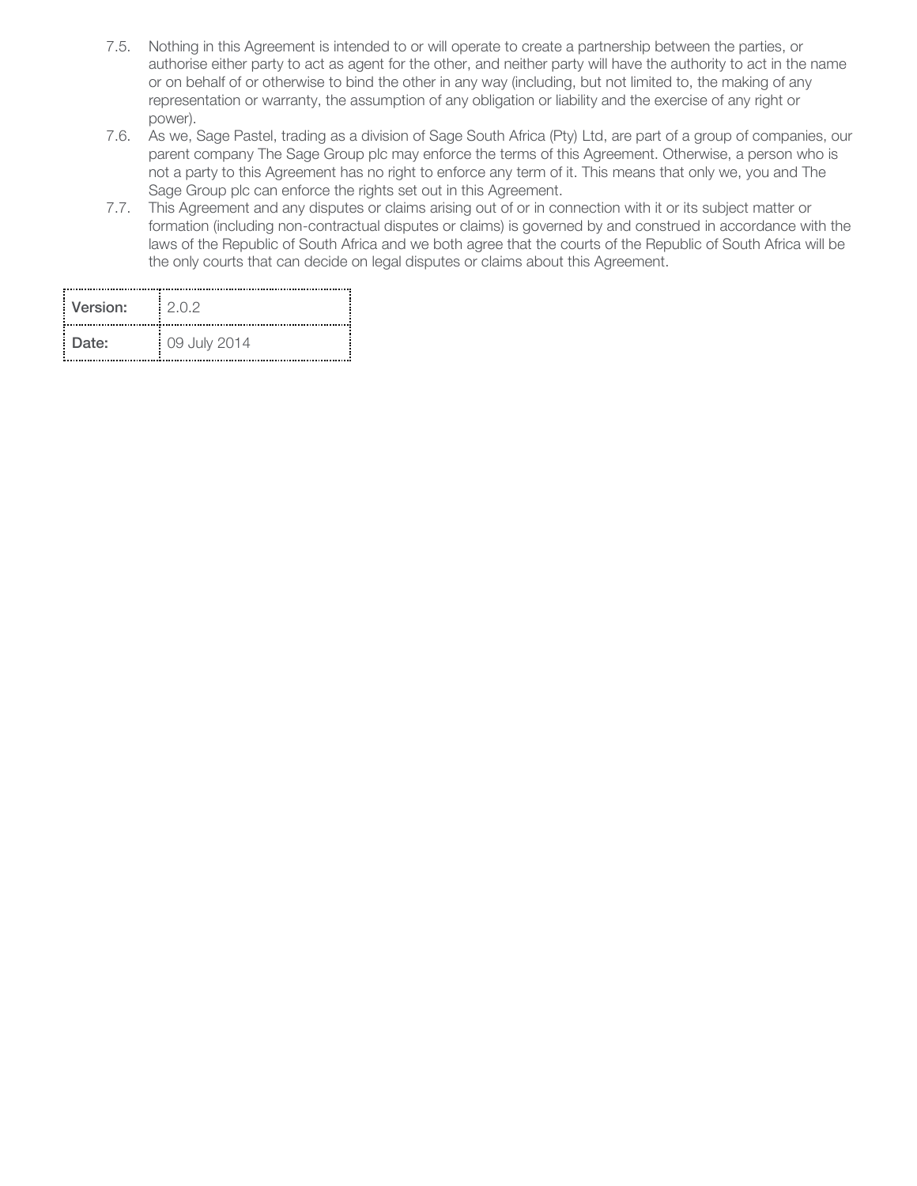7.5. Nothing in this Agreement is intended to or will operate to create a partnership between the parties, or authorise either party to act as agent for the other, and neither party will have the authority to act in the name or on behalf of or otherwise to bind the other in any way (including, but not limited to, the making of any representation or warranty, the assumption of any obligation or liability and the exercise of any right or power).

7.6. As we, Sage Pastel, trading as a division of Sage South Africa (Pty) Ltd, are part of a group of companies, our parent company The Sage Group plc may enforce the terms of this Agreement. Otherwise, a person who is not a party to this Agreement has no right to enforce any term of it. This means that only we, you and The Sage Group plc can enforce the rights set out in this Agreement.

7.7. This Agreement and any disputes or claims arising out of or in connection with it or its subject matter or formation (including non-contractual disputes or claims) is governed by and construed in accordance with the laws of the Republic of South Africa and we both agree that the courts of the Republic of South Africa will be the only courts that can decide on legal disputes or claims about this Agreement.

| | |
|---|---|
| **Version:** | 2.0.2 |
| **Date:** | 09 July 2014 |